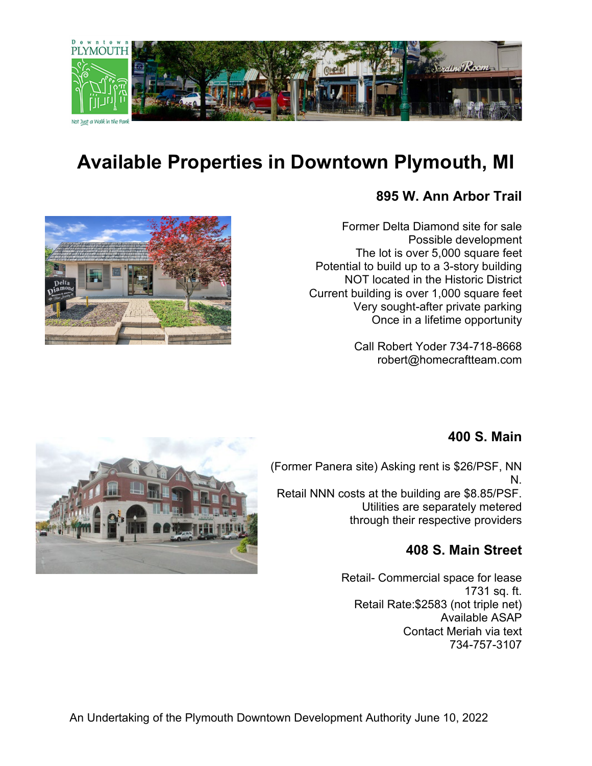# Available Properties in Downtown Plymouth, MI

## 895 W. Ann Arbor Trail

Former Delta Diamond site for sale
Possible development
The lot is over 5,000 square feet
Potential to build up to a 3-story building
NOT located in the Historic District
Current building is over 1,000 square feet
Very sought-after private parking
Once in a lifetime opportunity

Call Robert Yoder 734-718-8668
robert@homecraftteam.com

## 400 S. Main

(Former Panera site) Asking rent is $26/PSF, NNN.
Retail NNN costs at the building are $8.85/PSF.
Utilities are separately metered through their respective providers

## 408 S. Main Street

Retail- Commercial space for lease
1731 sq. ft.
Retail Rate:$2583 (not triple net)
Available ASAP
Contact Meriah via text
734-757-3107

An Undertaking of the Plymouth Downtown Development Authority June 10, 2022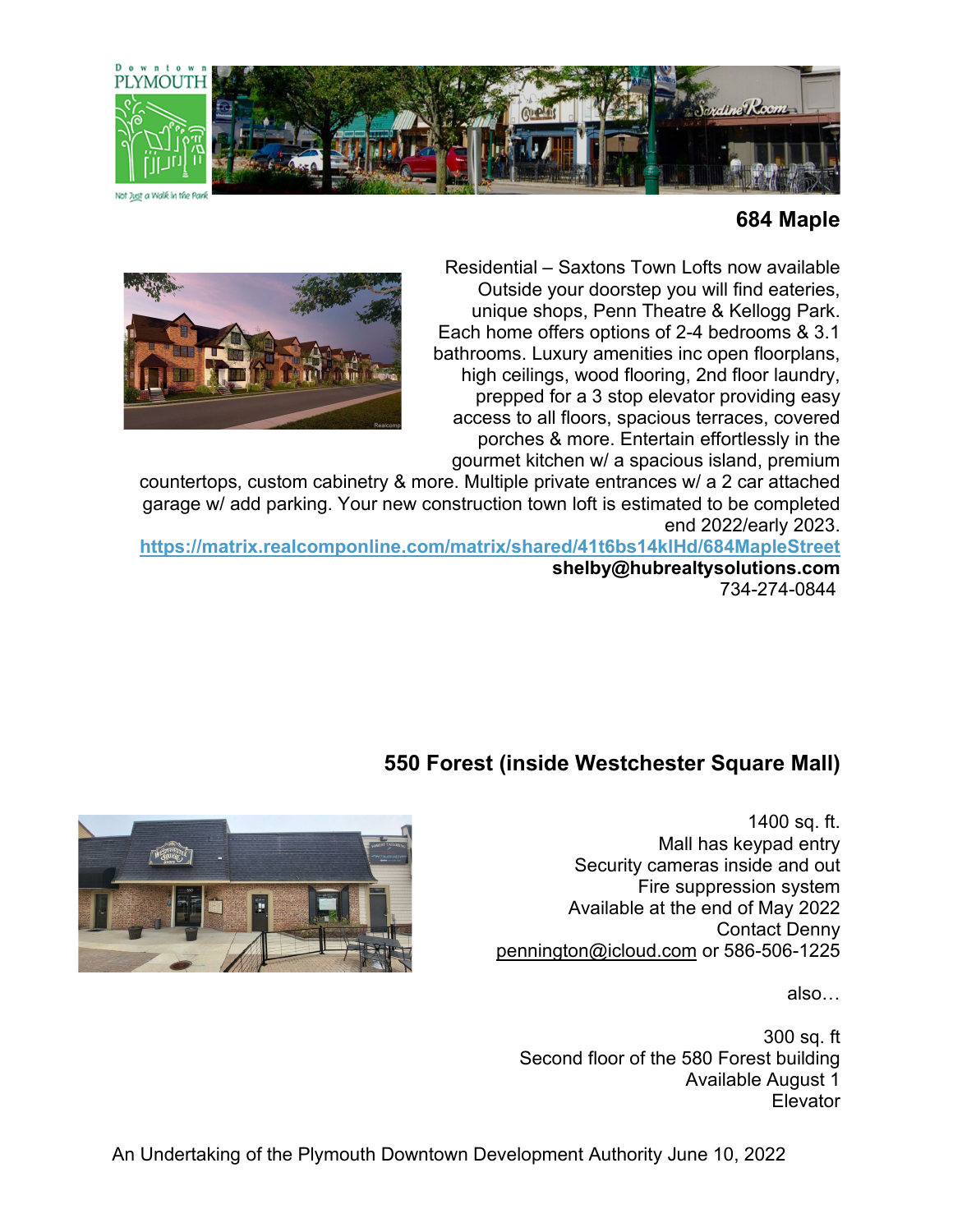## 684 Maple

Residential – Saxtons Town Lofts now available Outside your doorstep you will find eateries, unique shops, Penn Theatre & Kellogg Park. Each home offers options of 2-4 bedrooms & 3.1 bathrooms. Luxury amenities inc open floorplans, high ceilings, wood flooring, 2nd floor laundry, prepped for a 3 stop elevator providing easy access to all floors, spacious terraces, covered porches & more. Entertain effortlessly in the gourmet kitchen w/ a spacious island, premium countertops, custom cabinetry & more. Multiple private entrances w/ a 2 car attached garage w/ add parking. Your new construction town loft is estimated to be completed end 2022/early 2023.

https://matrix.realcomponline.com/matrix/shared/41t6bs14klHd/684MapleStreet

**shelby@hubrealtysolutions.com**

734-274-0844

## 550 Forest (inside Westchester Square Mall)

1400 sq. ft.
Mall has keypad entry
Security cameras inside and out
Fire suppression system
Available at the end of May 2022
Contact Denny
pennington@icloud.com or 586-506-1225

also…

300 sq. ft
Second floor of the 580 Forest building
Available August 1
Elevator

An Undertaking of the Plymouth Downtown Development Authority June 10, 2022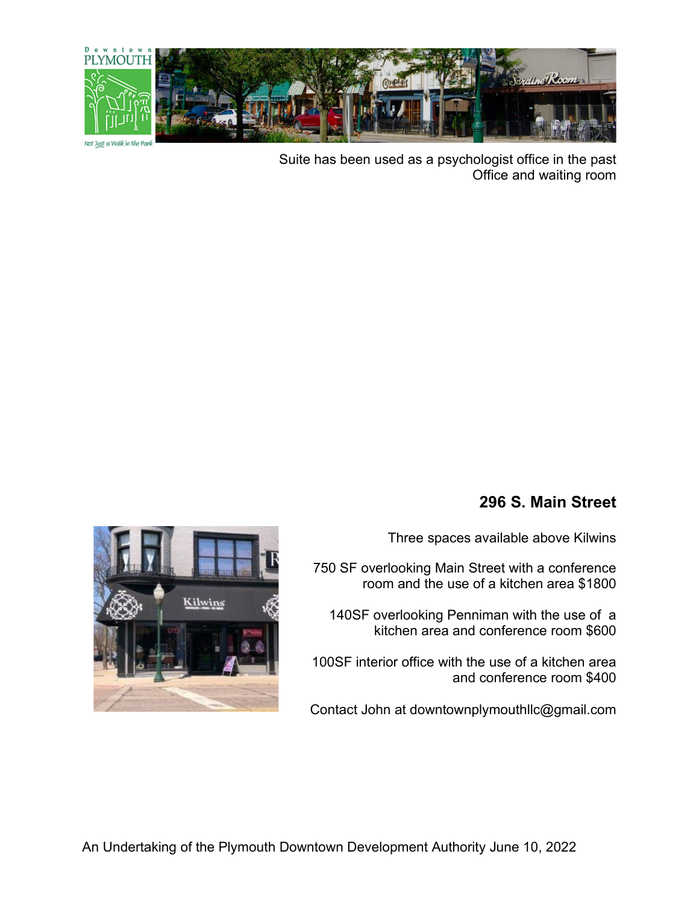Suite has been used as a psychologist office in the past
Office and waiting room

## 296 S. Main Street

Three spaces available above Kilwins

750 SF overlooking Main Street with a conference room and the use of a kitchen area $1800

140SF overlooking Penniman with the use of a kitchen area and conference room $600

100SF interior office with the use of a kitchen area and conference room $400

Contact John at downtownplymouthllc@gmail.com

An Undertaking of the Plymouth Downtown Development Authority June 10, 2022